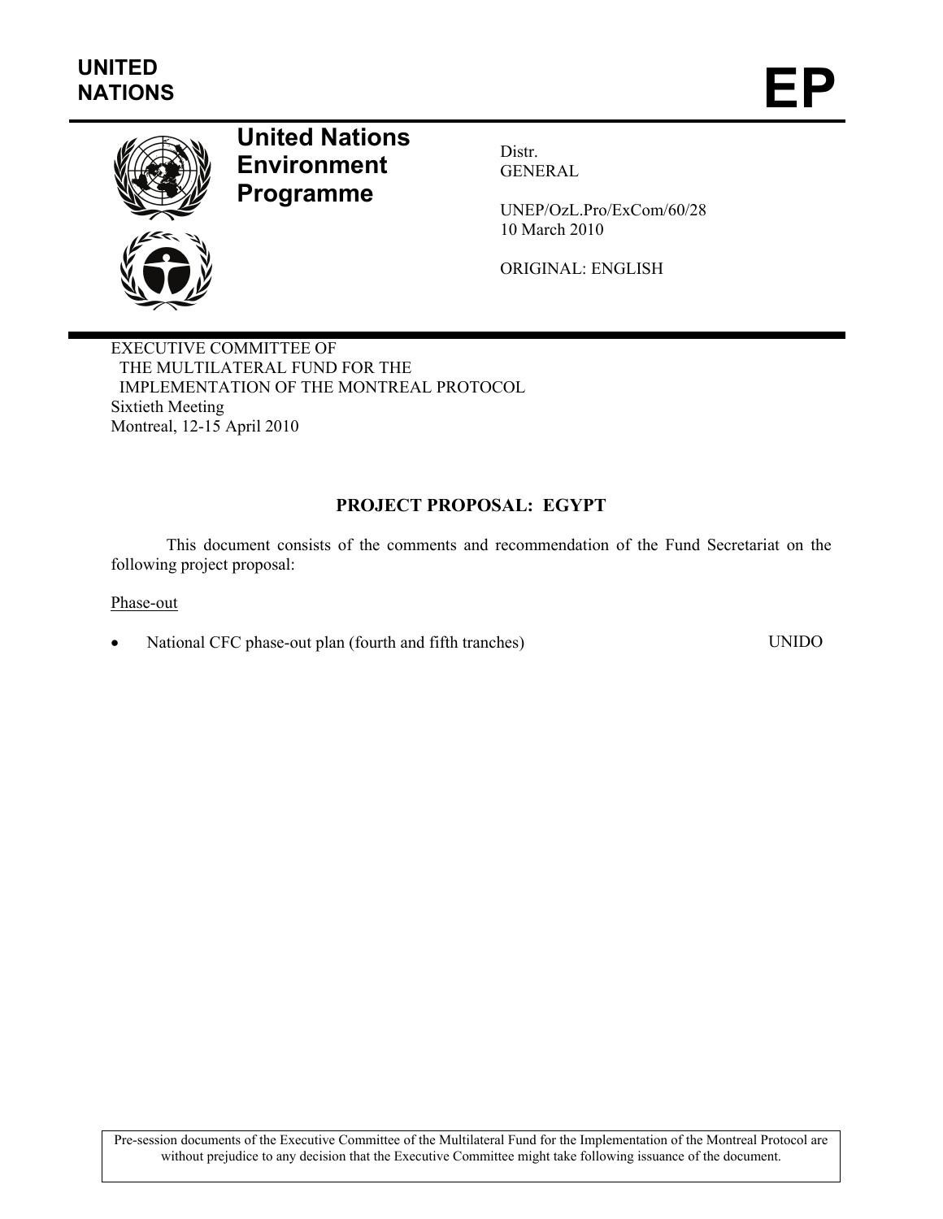UNITED NATIONS

# EP

**United Nations Environment Programme**

Distr.
GENERAL

UNEP/OzL.Pro/ExCom/60/28
10 March 2010

ORIGINAL: ENGLISH

EXECUTIVE COMMITTEE OF
THE MULTILATERAL FUND FOR THE
IMPLEMENTATION OF THE MONTREAL PROTOCOL
Sixtieth Meeting
Montreal, 12-15 April 2010

## PROJECT PROPOSAL: EGYPT

This document consists of the comments and recommendation of the Fund Secretariat on the following project proposal:

Phase-out

- National CFC phase-out plan (fourth and fifth tranches) UNIDO

Pre-session documents of the Executive Committee of the Multilateral Fund for the Implementation of the Montreal Protocol are without prejudice to any decision that the Executive Committee might take following issuance of the document.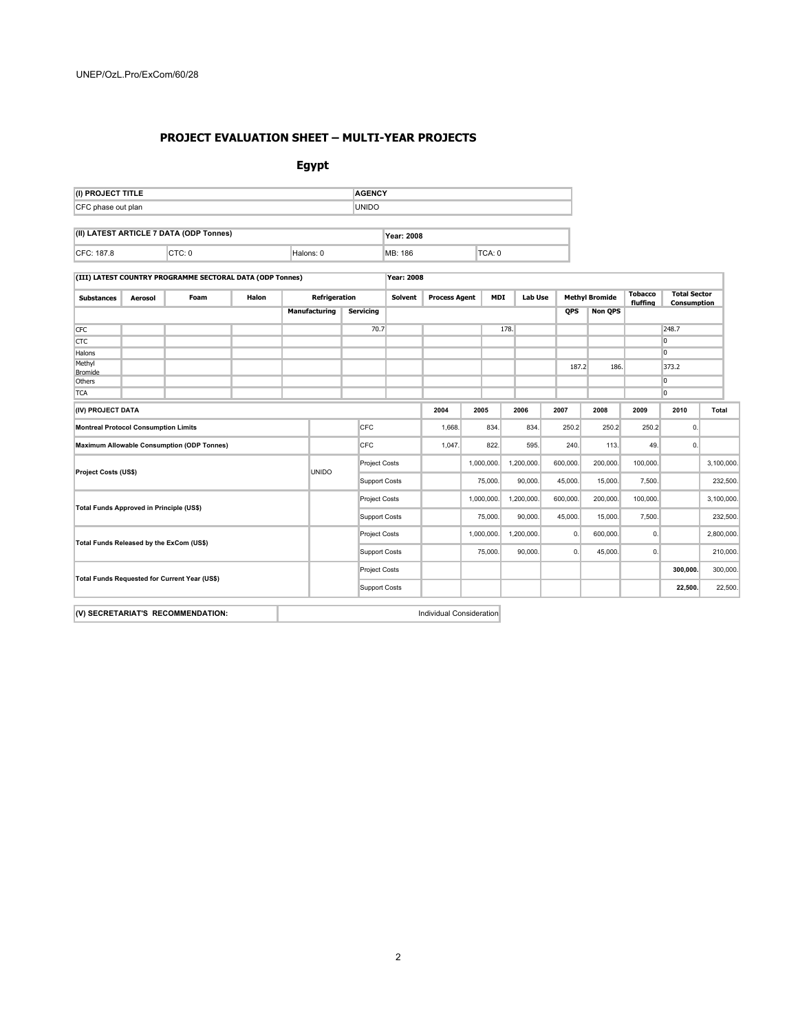## PROJECT EVALUATION SHEET – MULTI-YEAR PROJECTS

### Egypt

| (I) PROJECT TITLE | AGENCY |
|---|---|
| CFC phase out plan | UNIDO |

| (II) LATEST ARTICLE 7 DATA (ODP Tonnes) | | | Year: 2008 | |
|---|---|---|---|---|
| CFC: 187.8 | CTC: 0 | Halons: 0 | MB: 186 | TCA: 0 |

| (III) LATEST COUNTRY PROGRAMME SECTORAL DATA (ODP Tonnes) | | | | | | Year: 2008 | | | | | | | |
|---|---|---|---|---|---|---|---|---|---|---|---|---|---|
| Substances | Aerosol | Foam | Halon | Refrigeration | | Solvent | Process Agent | MDI | Lab Use | Methyl Bromide | | Tobacco fluffing | Total Sector Consumption |
| | | | | Manufacturing | Servicing | | | | | QPS | Non QPS | | |
| CFC | | | | | 70.7 | | | 178. | | | | | 248.7 |
| CTC | | | | | | | | | | | | | 0 |
| Halons | | | | | | | | | | | | | 0 |
| Methyl Bromide | | | | | | | | | | 187.2 | 186. | | 373.2 |
| Others | | | | | | | | | | | | | 0 |
| TCA | | | | | | | | | | | | | 0 |

| (IV) PROJECT DATA | | | 2004 | 2005 | 2006 | 2007 | 2008 | 2009 | 2010 | Total |
|---|---|---|---|---|---|---|---|---|---|---|
| Montreal Protocol Consumption Limits | | CFC | 1,668. | 834. | 834. | 250.2 | 250.2 | 250.2 | 0. | |
| Maximum Allowable Consumption (ODP Tonnes) | | CFC | 1,047. | 822. | 595. | 240. | 113. | 49. | 0. | |
| Project Costs (US$) | UNIDO | Project Costs | | 1,000,000. | 1,200,000. | 600,000. | 200,000. | 100,000. | | 3,100,000. |
| | | Support Costs | | 75,000. | 90,000. | 45,000. | 15,000. | 7,500. | | 232,500. |
| Total Funds Approved in Principle (US$) | | Project Costs | | 1,000,000. | 1,200,000. | 600,000. | 200,000. | 100,000. | | 3,100,000. |
| | | Support Costs | | 75,000. | 90,000. | 45,000. | 15,000. | 7,500. | | 232,500. |
| Total Funds Released by the ExCom (US$) | | Project Costs | | 1,000,000. | 1,200,000. | 0. | 600,000. | 0. | | 2,800,000. |
| | | Support Costs | | 75,000. | 90,000. | 0. | 45,000. | 0. | | 210,000. |
| Total Funds Requested for Current Year (US$) | | Project Costs | | | | | | | **300,000.** | 300,000. |
| | | Support Costs | | | | | | | **22,500.** | 22,500. |

| (V) SECRETARIAT'S RECOMMENDATION: | Individual Consideration |
|---|---|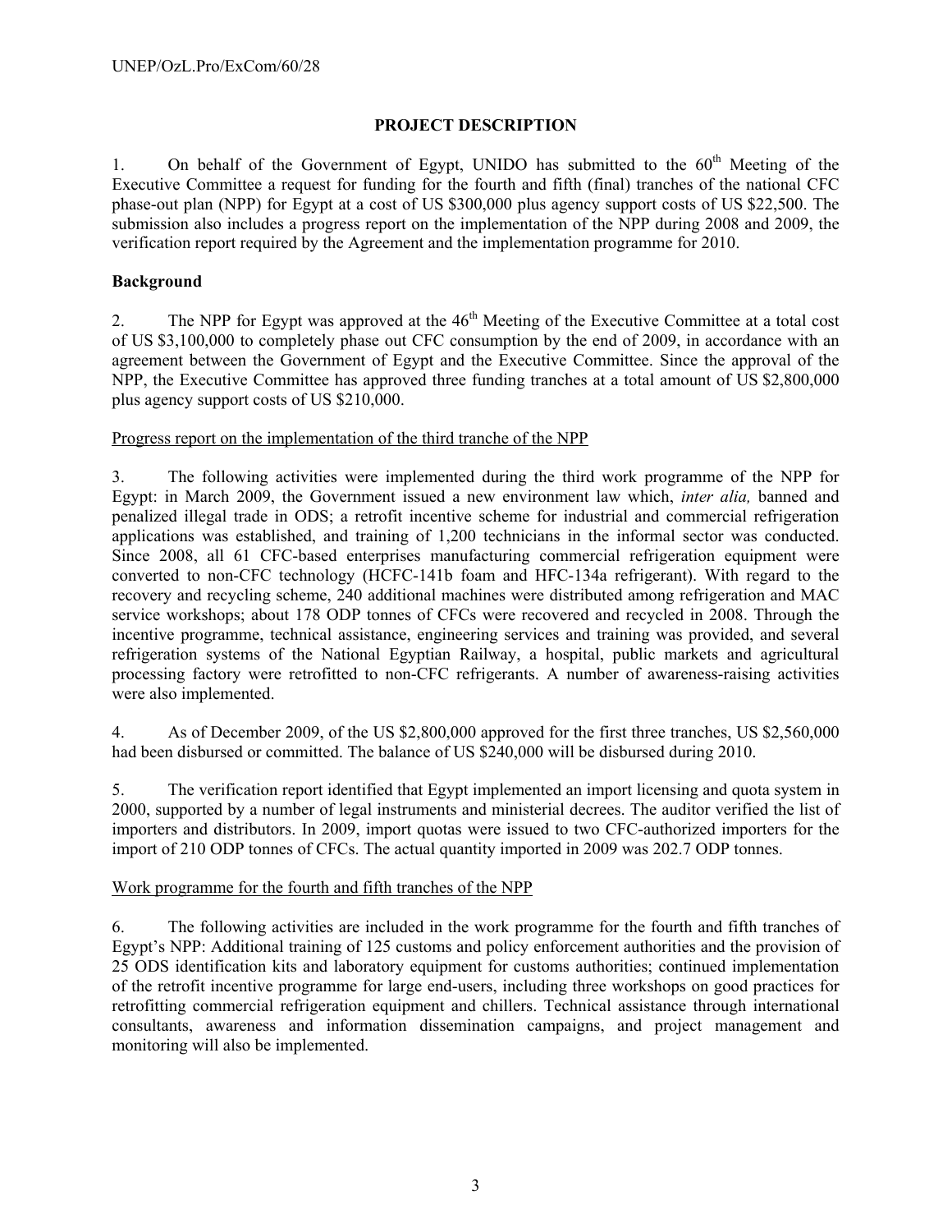## PROJECT DESCRIPTION

1. On behalf of the Government of Egypt, UNIDO has submitted to the 60th Meeting of the Executive Committee a request for funding for the fourth and fifth (final) tranches of the national CFC phase-out plan (NPP) for Egypt at a cost of US $300,000 plus agency support costs of US $22,500. The submission also includes a progress report on the implementation of the NPP during 2008 and 2009, the verification report required by the Agreement and the implementation programme for 2010.

### Background

2. The NPP for Egypt was approved at the 46th Meeting of the Executive Committee at a total cost of US $3,100,000 to completely phase out CFC consumption by the end of 2009, in accordance with an agreement between the Government of Egypt and the Executive Committee. Since the approval of the NPP, the Executive Committee has approved three funding tranches at a total amount of US $2,800,000 plus agency support costs of US $210,000.

Progress report on the implementation of the third tranche of the NPP

3. The following activities were implemented during the third work programme of the NPP for Egypt: in March 2009, the Government issued a new environment law which, *inter alia,* banned and penalized illegal trade in ODS; a retrofit incentive scheme for industrial and commercial refrigeration applications was established, and training of 1,200 technicians in the informal sector was conducted. Since 2008, all 61 CFC-based enterprises manufacturing commercial refrigeration equipment were converted to non-CFC technology (HCFC-141b foam and HFC-134a refrigerant). With regard to the recovery and recycling scheme, 240 additional machines were distributed among refrigeration and MAC service workshops; about 178 ODP tonnes of CFCs were recovered and recycled in 2008. Through the incentive programme, technical assistance, engineering services and training was provided, and several refrigeration systems of the National Egyptian Railway, a hospital, public markets and agricultural processing factory were retrofitted to non-CFC refrigerants. A number of awareness-raising activities were also implemented.

4. As of December 2009, of the US $2,800,000 approved for the first three tranches, US $2,560,000 had been disbursed or committed. The balance of US $240,000 will be disbursed during 2010.

5. The verification report identified that Egypt implemented an import licensing and quota system in 2000, supported by a number of legal instruments and ministerial decrees. The auditor verified the list of importers and distributors. In 2009, import quotas were issued to two CFC-authorized importers for the import of 210 ODP tonnes of CFCs. The actual quantity imported in 2009 was 202.7 ODP tonnes.

Work programme for the fourth and fifth tranches of the NPP

6. The following activities are included in the work programme for the fourth and fifth tranches of Egypt's NPP: Additional training of 125 customs and policy enforcement authorities and the provision of 25 ODS identification kits and laboratory equipment for customs authorities; continued implementation of the retrofit incentive programme for large end-users, including three workshops on good practices for retrofitting commercial refrigeration equipment and chillers. Technical assistance through international consultants, awareness and information dissemination campaigns, and project management and monitoring will also be implemented.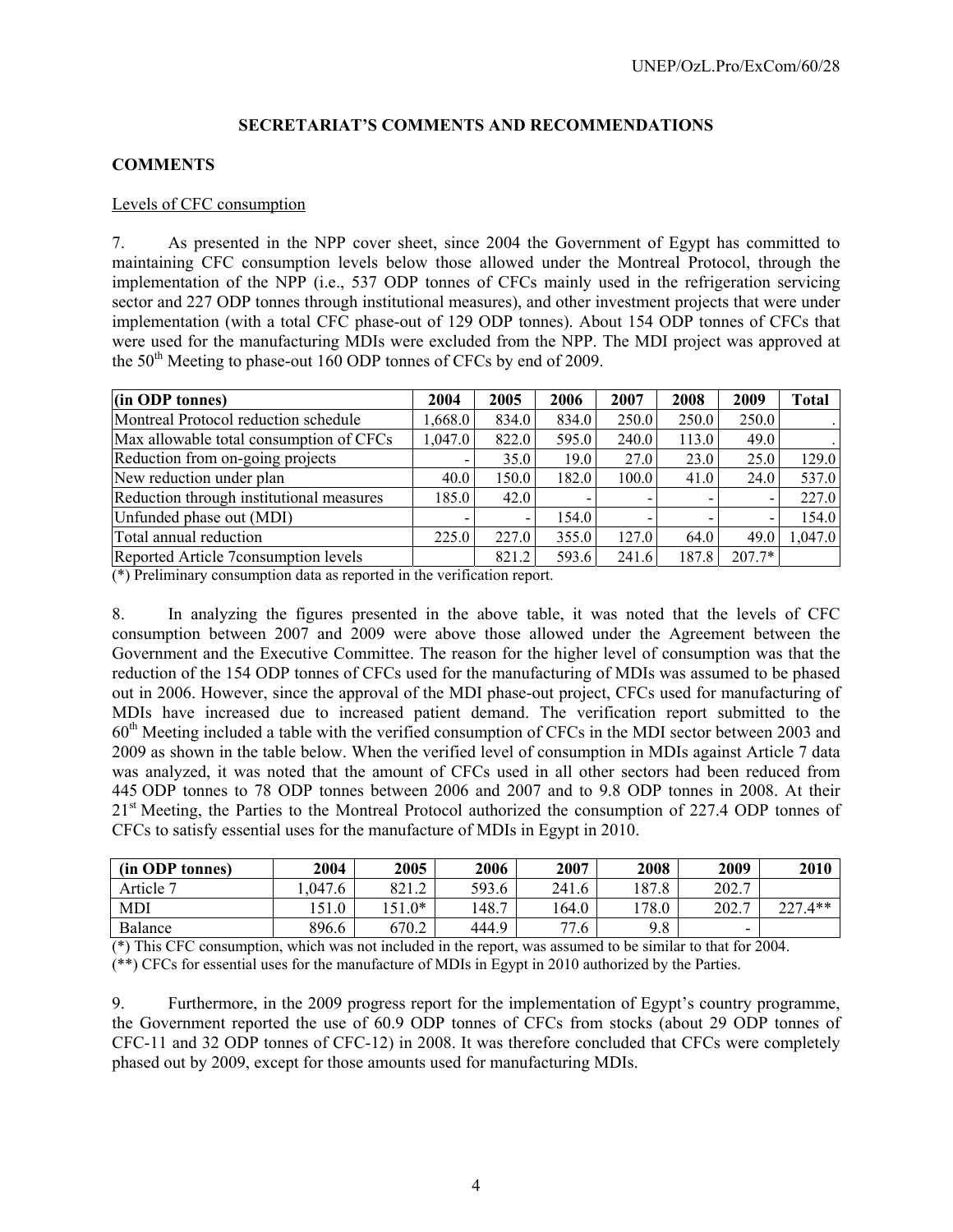## SECRETARIAT'S COMMENTS AND RECOMMENDATIONS

### COMMENTS

Levels of CFC consumption

7. As presented in the NPP cover sheet, since 2004 the Government of Egypt has committed to maintaining CFC consumption levels below those allowed under the Montreal Protocol, through the implementation of the NPP (i.e., 537 ODP tonnes of CFCs mainly used in the refrigeration servicing sector and 227 ODP tonnes through institutional measures), and other investment projects that were under implementation (with a total CFC phase-out of 129 ODP tonnes). About 154 ODP tonnes of CFCs that were used for the manufacturing MDIs were excluded from the NPP. The MDI project was approved at the 50th Meeting to phase-out 160 ODP tonnes of CFCs by end of 2009.

| (in ODP tonnes) | 2004 | 2005 | 2006 | 2007 | 2008 | 2009 | Total |
|---|---|---|---|---|---|---|---|
| Montreal Protocol reduction schedule | 1,668.0 | 834.0 | 834.0 | 250.0 | 250.0 | 250.0 | . |
| Max allowable total consumption of CFCs | 1,047.0 | 822.0 | 595.0 | 240.0 | 113.0 | 49.0 | . |
| Reduction from on-going projects | - | 35.0 | 19.0 | 27.0 | 23.0 | 25.0 | 129.0 |
| New reduction under plan | 40.0 | 150.0 | 182.0 | 100.0 | 41.0 | 24.0 | 537.0 |
| Reduction through institutional measures | 185.0 | 42.0 | - | - | - | - | 227.0 |
| Unfunded phase out (MDI) | - | - | 154.0 | - | - | - | 154.0 |
| Total annual reduction | 225.0 | 227.0 | 355.0 | 127.0 | 64.0 | 49.0 | 1,047.0 |
| Reported Article 7consumption levels | | 821.2 | 593.6 | 241.6 | 187.8 | 207.7* | |

(*) Preliminary consumption data as reported in the verification report.

8. In analyzing the figures presented in the above table, it was noted that the levels of CFC consumption between 2007 and 2009 were above those allowed under the Agreement between the Government and the Executive Committee. The reason for the higher level of consumption was that the reduction of the 154 ODP tonnes of CFCs used for the manufacturing of MDIs was assumed to be phased out in 2006. However, since the approval of the MDI phase-out project, CFCs used for manufacturing of MDIs have increased due to increased patient demand. The verification report submitted to the 60th Meeting included a table with the verified consumption of CFCs in the MDI sector between 2003 and 2009 as shown in the table below. When the verified level of consumption in MDIs against Article 7 data was analyzed, it was noted that the amount of CFCs used in all other sectors had been reduced from 445 ODP tonnes to 78 ODP tonnes between 2006 and 2007 and to 9.8 ODP tonnes in 2008. At their 21st Meeting, the Parties to the Montreal Protocol authorized the consumption of 227.4 ODP tonnes of CFCs to satisfy essential uses for the manufacture of MDIs in Egypt in 2010.

| (in ODP tonnes) | 2004 | 2005 | 2006 | 2007 | 2008 | 2009 | 2010 |
|---|---|---|---|---|---|---|---|
| Article 7 | 1,047.6 | 821.2 | 593.6 | 241.6 | 187.8 | 202.7 | |
| MDI | 151.0 | 151.0* | 148.7 | 164.0 | 178.0 | 202.7 | 227.4** |
| Balance | 896.6 | 670.2 | 444.9 | 77.6 | 9.8 | - | |

(*) This CFC consumption, which was not included in the report, was assumed to be similar to that for 2004.
(**) CFCs for essential uses for the manufacture of MDIs in Egypt in 2010 authorized by the Parties.

9. Furthermore, in the 2009 progress report for the implementation of Egypt's country programme, the Government reported the use of 60.9 ODP tonnes of CFCs from stocks (about 29 ODP tonnes of CFC-11 and 32 ODP tonnes of CFC-12) in 2008. It was therefore concluded that CFCs were completely phased out by 2009, except for those amounts used for manufacturing MDIs.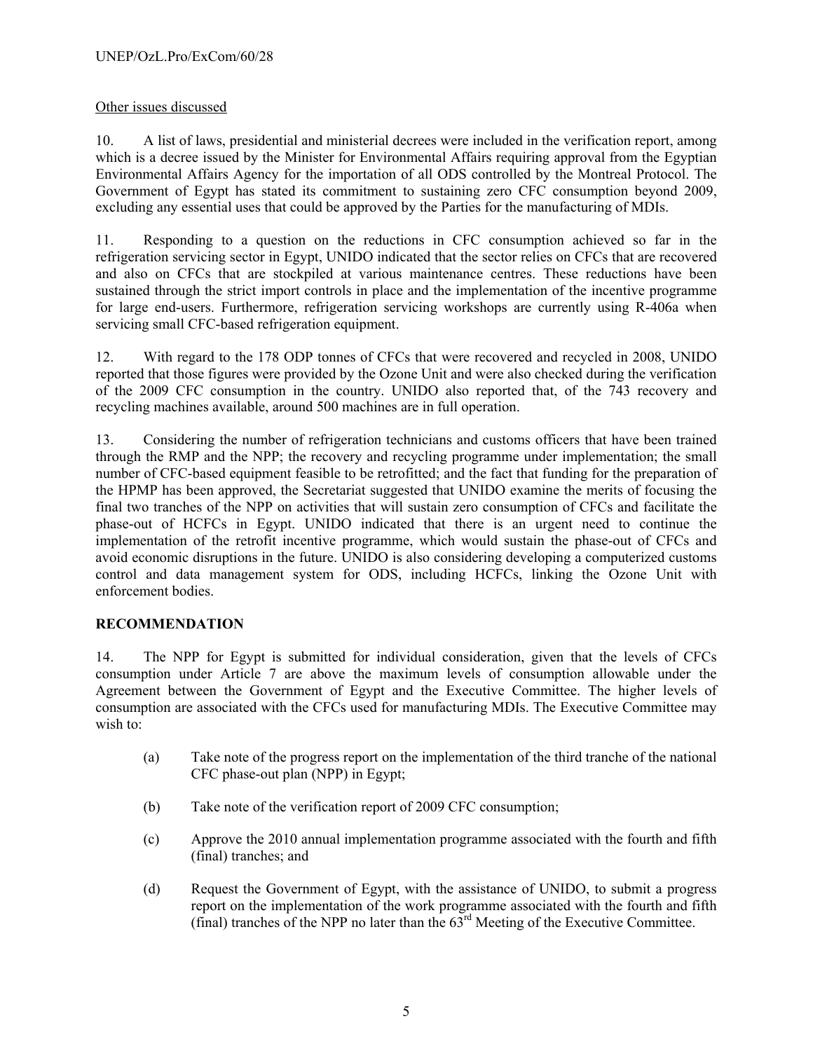Other issues discussed

10. A list of laws, presidential and ministerial decrees were included in the verification report, among which is a decree issued by the Minister for Environmental Affairs requiring approval from the Egyptian Environmental Affairs Agency for the importation of all ODS controlled by the Montreal Protocol. The Government of Egypt has stated its commitment to sustaining zero CFC consumption beyond 2009, excluding any essential uses that could be approved by the Parties for the manufacturing of MDIs.

11. Responding to a question on the reductions in CFC consumption achieved so far in the refrigeration servicing sector in Egypt, UNIDO indicated that the sector relies on CFCs that are recovered and also on CFCs that are stockpiled at various maintenance centres. These reductions have been sustained through the strict import controls in place and the implementation of the incentive programme for large end-users. Furthermore, refrigeration servicing workshops are currently using R-406a when servicing small CFC-based refrigeration equipment.

12. With regard to the 178 ODP tonnes of CFCs that were recovered and recycled in 2008, UNIDO reported that those figures were provided by the Ozone Unit and were also checked during the verification of the 2009 CFC consumption in the country. UNIDO also reported that, of the 743 recovery and recycling machines available, around 500 machines are in full operation.

13. Considering the number of refrigeration technicians and customs officers that have been trained through the RMP and the NPP; the recovery and recycling programme under implementation; the small number of CFC-based equipment feasible to be retrofitted; and the fact that funding for the preparation of the HPMP has been approved, the Secretariat suggested that UNIDO examine the merits of focusing the final two tranches of the NPP on activities that will sustain zero consumption of CFCs and facilitate the phase-out of HCFCs in Egypt. UNIDO indicated that there is an urgent need to continue the implementation of the retrofit incentive programme, which would sustain the phase-out of CFCs and avoid economic disruptions in the future. UNIDO is also considering developing a computerized customs control and data management system for ODS, including HCFCs, linking the Ozone Unit with enforcement bodies.

**RECOMMENDATION**

14. The NPP for Egypt is submitted for individual consideration, given that the levels of CFCs consumption under Article 7 are above the maximum levels of consumption allowable under the Agreement between the Government of Egypt and the Executive Committee. The higher levels of consumption are associated with the CFCs used for manufacturing MDIs. The Executive Committee may wish to:

(a) Take note of the progress report on the implementation of the third tranche of the national CFC phase-out plan (NPP) in Egypt;

(b) Take note of the verification report of 2009 CFC consumption;

(c) Approve the 2010 annual implementation programme associated with the fourth and fifth (final) tranches; and

(d) Request the Government of Egypt, with the assistance of UNIDO, to submit a progress report on the implementation of the work programme associated with the fourth and fifth (final) tranches of the NPP no later than the 63rd Meeting of the Executive Committee.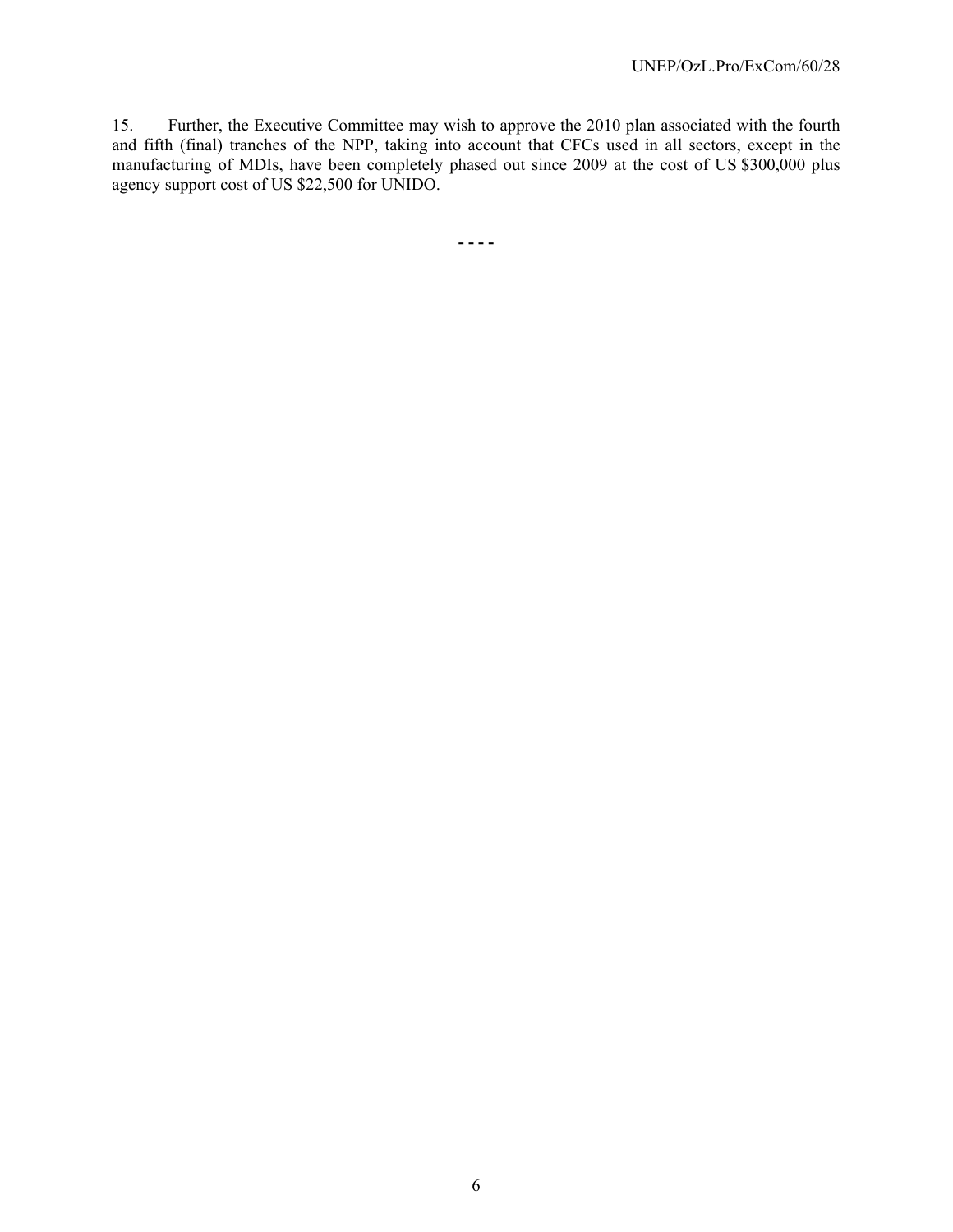15. Further, the Executive Committee may wish to approve the 2010 plan associated with the fourth and fifth (final) tranches of the NPP, taking into account that CFCs used in all sectors, except in the manufacturing of MDIs, have been completely phased out since 2009 at the cost of US $300,000 plus agency support cost of US $22,500 for UNIDO.

- - - -